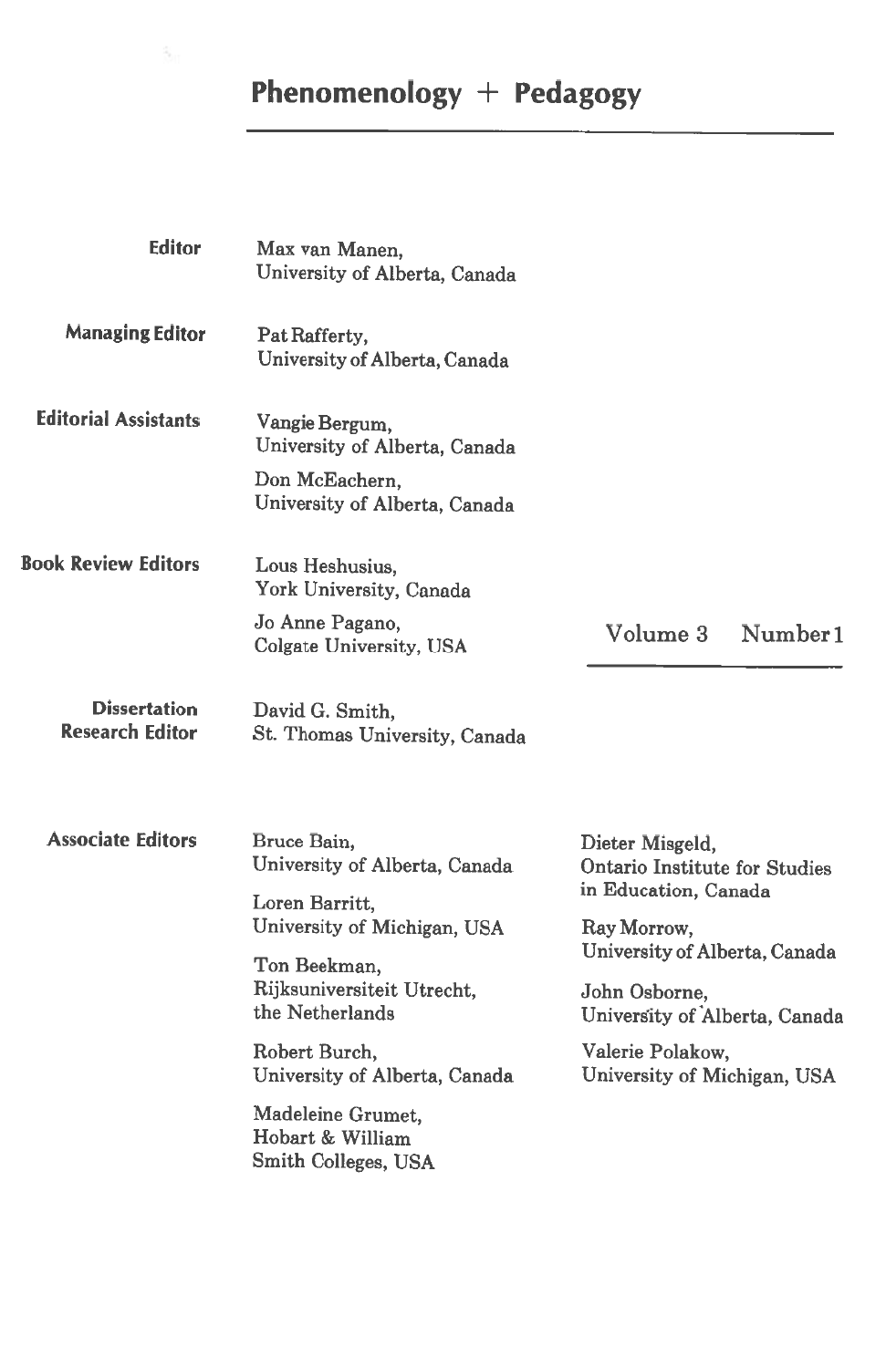# Phenomenology + Pedagogy

**Editor**
Max van Manen,
University of Alberta, Canada

**Managing Editor**
Pat Rafferty,
University of Alberta, Canada

**Editorial Assistants**
Vangie Bergum,
University of Alberta, Canada

Don McEachern,
University of Alberta, Canada

**Book Review Editors**
Lous Heshusius,
York University, Canada

Jo Anne Pagano,
Colgate University, USA

Volume 3 Number 1

**Dissertation Research Editor**
David G. Smith,
St. Thomas University, Canada

**Associate Editors**
Bruce Bain,
University of Alberta, Canada

Loren Barritt,
University of Michigan, USA

Ton Beekman,
Rijksuniversiteit Utrecht,
the Netherlands

Robert Burch,
University of Alberta, Canada

Madeleine Grumet,
Hobart & William
Smith Colleges, USA

Dieter Misgeld,
Ontario Institute for Studies
in Education, Canada

Ray Morrow,
University of Alberta, Canada

John Osborne,
University of Alberta, Canada

Valerie Polakow,
University of Michigan, USA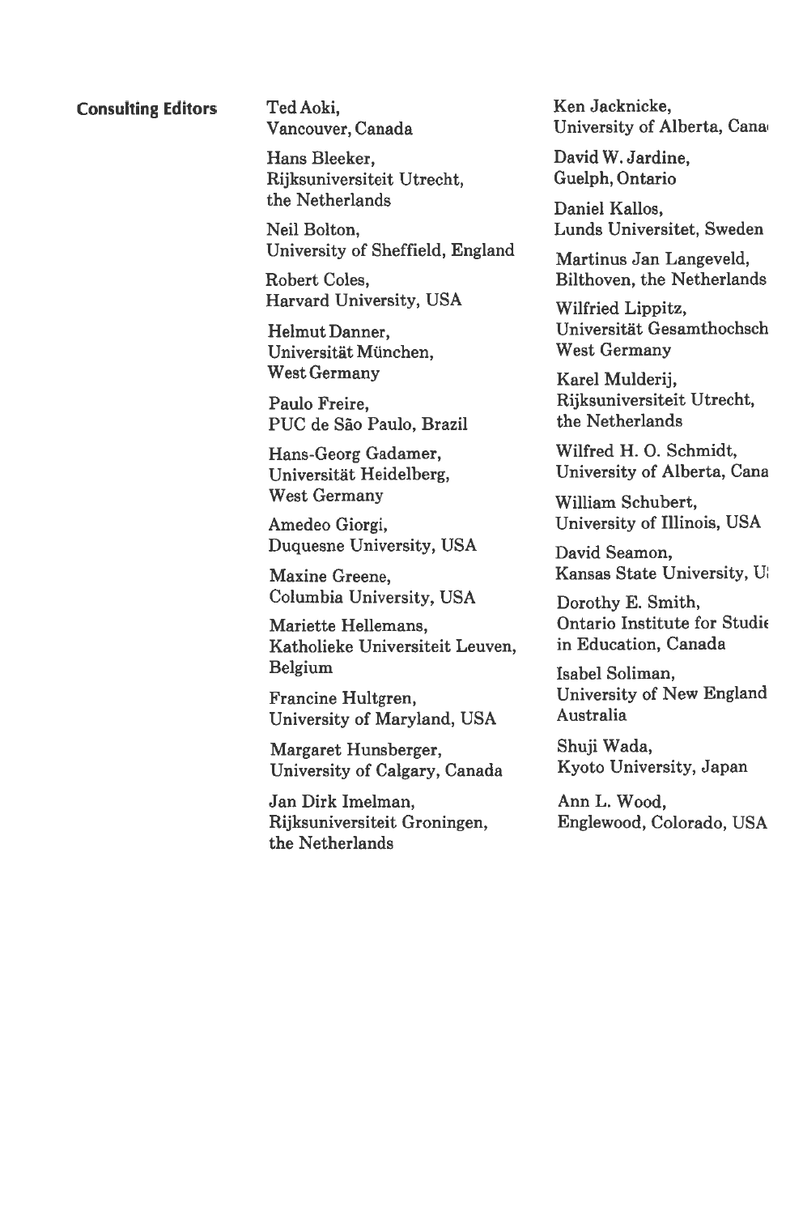**Consulting Editors**

Ted Aoki,
Vancouver, Canada

Hans Bleeker,
Rijksuniversiteit Utrecht,
the Netherlands

Neil Bolton,
University of Sheffield, England

Robert Coles,
Harvard University, USA

Helmut Danner,
Universität München,
West Germany

Paulo Freire,
PUC de São Paulo, Brazil

Hans-Georg Gadamer,
Universität Heidelberg,
West Germany

Amedeo Giorgi,
Duquesne University, USA

Maxine Greene,
Columbia University, USA

Mariette Hellemans,
Katholieke Universiteit Leuven,
Belgium

Francine Hultgren,
University of Maryland, USA

Margaret Hunsberger,
University of Calgary, Canada

Jan Dirk Imelman,
Rijksuniversiteit Groningen,
the Netherlands

Ken Jacknicke,
University of Alberta, Cana

David W. Jardine,
Guelph, Ontario

Daniel Kallos,
Lunds Universitet, Sweden

Martinus Jan Langeveld,
Bilthoven, the Netherlands

Wilfried Lippitz,
Universität Gesamthochsch
West Germany

Karel Mulderij,
Rijksuniversiteit Utrecht,
the Netherlands

Wilfred H. O. Schmidt,
University of Alberta, Cana

William Schubert,
University of Illinois, USA

David Seamon,
Kansas State University, U

Dorothy E. Smith,
Ontario Institute for Studie
in Education, Canada

Isabel Soliman,
University of New England
Australia

Shuji Wada,
Kyoto University, Japan

Ann L. Wood,
Englewood, Colorado, USA